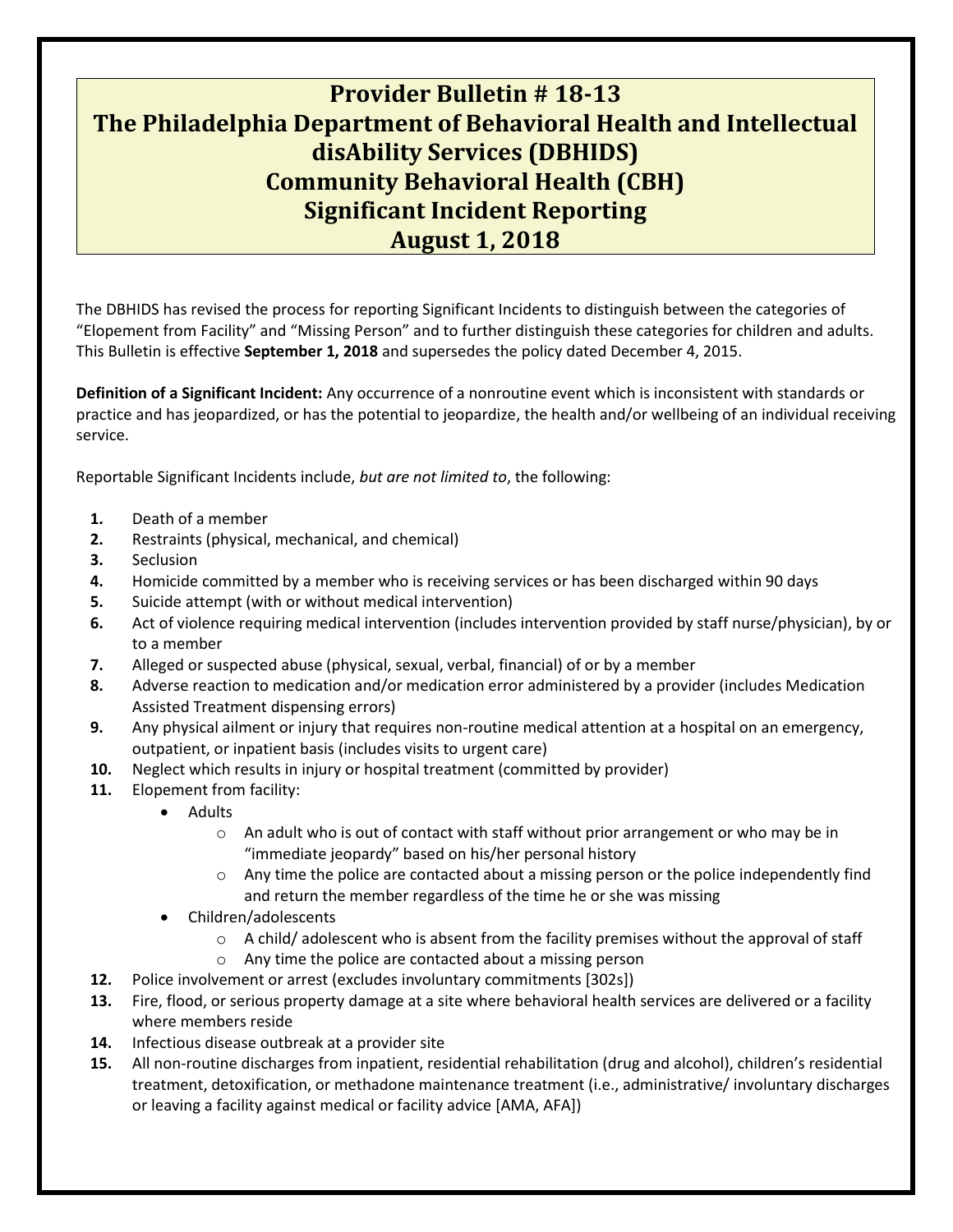# Provider Bulletin # 18-13
# The Philadelphia Department of Behavioral Health and Intellectual disAbility Services (DBHIDS)
# Community Behavioral Health (CBH)
# Significant Incident Reporting
# August 1, 2018

The DBHIDS has revised the process for reporting Significant Incidents to distinguish between the categories of "Elopement from Facility" and "Missing Person" and to further distinguish these categories for children and adults. This Bulletin is effective **September 1, 2018** and supersedes the policy dated December 4, 2015.

**Definition of a Significant Incident:** Any occurrence of a nonroutine event which is inconsistent with standards or practice and has jeopardized, or has the potential to jeopardize, the health and/or wellbeing of an individual receiving service.

Reportable Significant Incidents include, *but are not limited to*, the following:

1. Death of a member
2. Restraints (physical, mechanical, and chemical)
3. Seclusion
4. Homicide committed by a member who is receiving services or has been discharged within 90 days
5. Suicide attempt (with or without medical intervention)
6. Act of violence requiring medical intervention (includes intervention provided by staff nurse/physician), by or to a member
7. Alleged or suspected abuse (physical, sexual, verbal, financial) of or by a member
8. Adverse reaction to medication and/or medication error administered by a provider (includes Medication Assisted Treatment dispensing errors)
9. Any physical ailment or injury that requires non-routine medical attention at a hospital on an emergency, outpatient, or inpatient basis (includes visits to urgent care)
10. Neglect which results in injury or hospital treatment (committed by provider)
11. Elopement from facility:
    - Adults
        - An adult who is out of contact with staff without prior arrangement or who may be in "immediate jeopardy" based on his/her personal history
        - Any time the police are contacted about a missing person or the police independently find and return the member regardless of the time he or she was missing
    - Children/adolescents
        - A child/ adolescent who is absent from the facility premises without the approval of staff
        - Any time the police are contacted about a missing person
12. Police involvement or arrest (excludes involuntary commitments [302s])
13. Fire, flood, or serious property damage at a site where behavioral health services are delivered or a facility where members reside
14. Infectious disease outbreak at a provider site
15. All non-routine discharges from inpatient, residential rehabilitation (drug and alcohol), children's residential treatment, detoxification, or methadone maintenance treatment (i.e., administrative/ involuntary discharges or leaving a facility against medical or facility advice [AMA, AFA])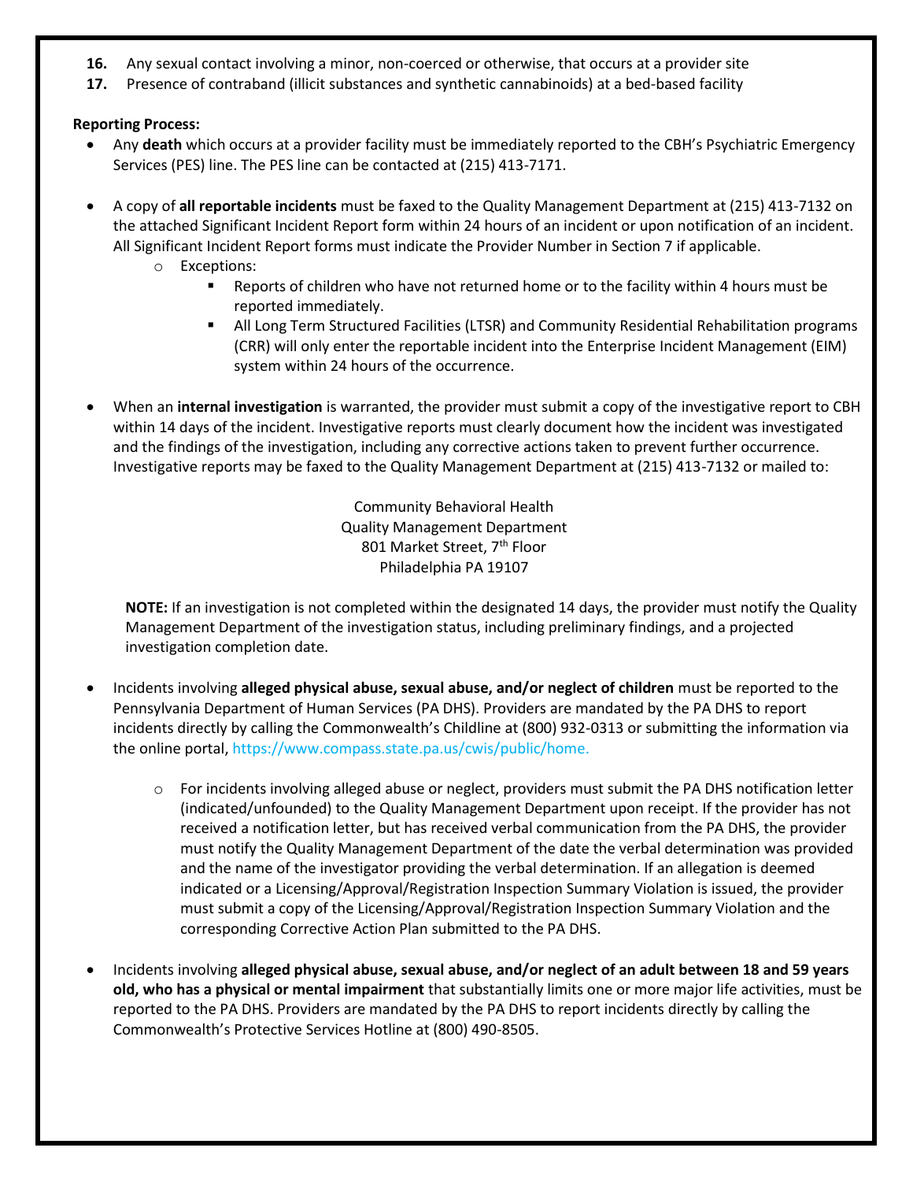16. Any sexual contact involving a minor, non-coerced or otherwise, that occurs at a provider site
17. Presence of contraband (illicit substances and synthetic cannabinoids) at a bed-based facility

**Reporting Process:**

- Any **death** which occurs at a provider facility must be immediately reported to the CBH's Psychiatric Emergency Services (PES) line. The PES line can be contacted at (215) 413-7171.

- A copy of **all reportable incidents** must be faxed to the Quality Management Department at (215) 413-7132 on the attached Significant Incident Report form within 24 hours of an incident or upon notification of an incident. All Significant Incident Report forms must indicate the Provider Number in Section 7 if applicable.
  - Exceptions:
    - Reports of children who have not returned home or to the facility within 4 hours must be reported immediately.
    - All Long Term Structured Facilities (LTSR) and Community Residential Rehabilitation programs (CRR) will only enter the reportable incident into the Enterprise Incident Management (EIM) system within 24 hours of the occurrence.

- When an **internal investigation** is warranted, the provider must submit a copy of the investigative report to CBH within 14 days of the incident. Investigative reports must clearly document how the incident was investigated and the findings of the investigation, including any corrective actions taken to prevent further occurrence. Investigative reports may be faxed to the Quality Management Department at (215) 413-7132 or mailed to:

  Community Behavioral Health
  Quality Management Department
  801 Market Street, 7th Floor
  Philadelphia PA 19107

  **NOTE:** If an investigation is not completed within the designated 14 days, the provider must notify the Quality Management Department of the investigation status, including preliminary findings, and a projected investigation completion date.

- Incidents involving **alleged physical abuse, sexual abuse, and/or neglect of children** must be reported to the Pennsylvania Department of Human Services (PA DHS). Providers are mandated by the PA DHS to report incidents directly by calling the Commonwealth's Childline at (800) 932-0313 or submitting the information via the online portal, https://www.compass.state.pa.us/cwis/public/home.

  - For incidents involving alleged abuse or neglect, providers must submit the PA DHS notification letter (indicated/unfounded) to the Quality Management Department upon receipt. If the provider has not received a notification letter, but has received verbal communication from the PA DHS, the provider must notify the Quality Management Department of the date the verbal determination was provided and the name of the investigator providing the verbal determination. If an allegation is deemed indicated or a Licensing/Approval/Registration Inspection Summary Violation is issued, the provider must submit a copy of the Licensing/Approval/Registration Inspection Summary Violation and the corresponding Corrective Action Plan submitted to the PA DHS.

- Incidents involving **alleged physical abuse, sexual abuse, and/or neglect of an adult between 18 and 59 years old, who has a physical or mental impairment** that substantially limits one or more major life activities, must be reported to the PA DHS. Providers are mandated by the PA DHS to report incidents directly by calling the Commonwealth's Protective Services Hotline at (800) 490-8505.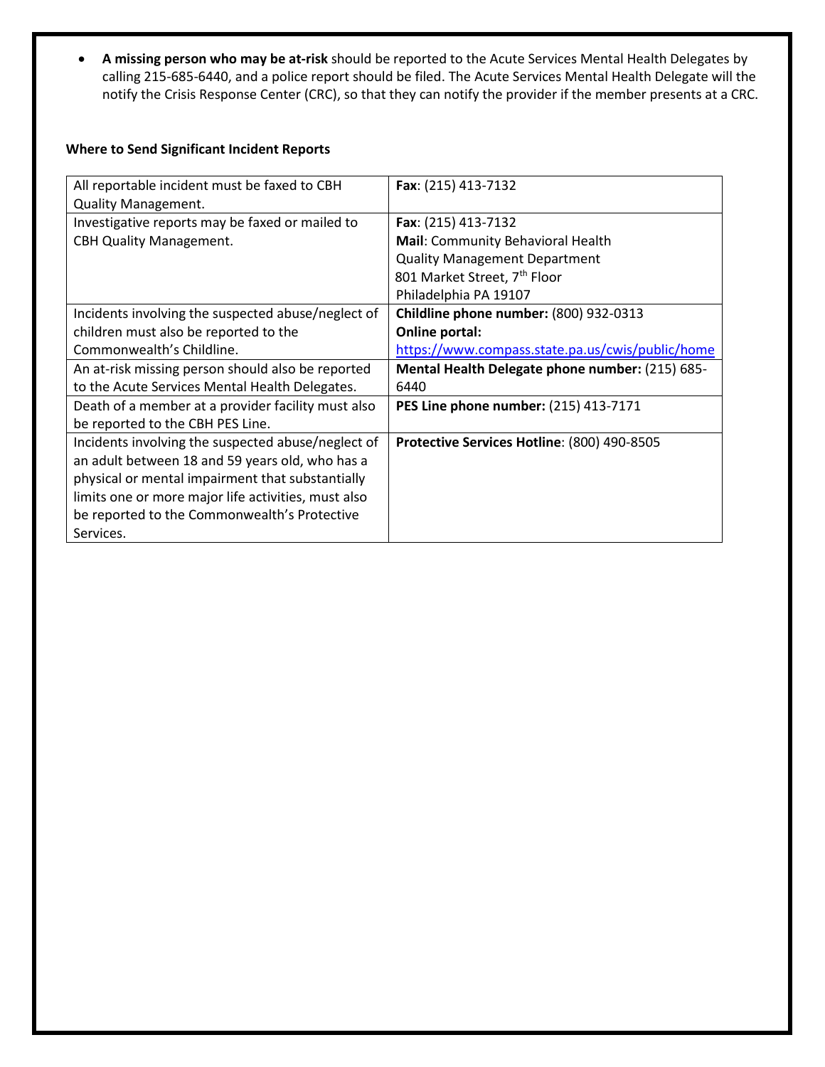- **A missing person who may be at-risk** should be reported to the Acute Services Mental Health Delegates by calling 215-685-6440, and a police report should be filed. The Acute Services Mental Health Delegate will the notify the Crisis Response Center (CRC), so that they can notify the provider if the member presents at a CRC.

**Where to Send Significant Incident Reports**

| | |
|---|---|
| All reportable incident must be faxed to CBH Quality Management. | **Fax**: (215) 413-7132 |
| Investigative reports may be faxed or mailed to CBH Quality Management. | **Fax**: (215) 413-7132<br>**Mail**: Community Behavioral Health<br>Quality Management Department<br>801 Market Street, 7th Floor<br>Philadelphia PA 19107 |
| Incidents involving the suspected abuse/neglect of children must also be reported to the Commonwealth's Childline. | **Childline phone number:** (800) 932-0313<br>**Online portal:**<br>https://www.compass.state.pa.us/cwis/public/home |
| An at-risk missing person should also be reported to the Acute Services Mental Health Delegates. | **Mental Health Delegate phone number:** (215) 685-6440 |
| Death of a member at a provider facility must also be reported to the CBH PES Line. | **PES Line phone number:** (215) 413-7171 |
| Incidents involving the suspected abuse/neglect of an adult between 18 and 59 years old, who has a physical or mental impairment that substantially limits one or more major life activities, must also be reported to the Commonwealth's Protective Services. | **Protective Services Hotline**: (800) 490-8505 |